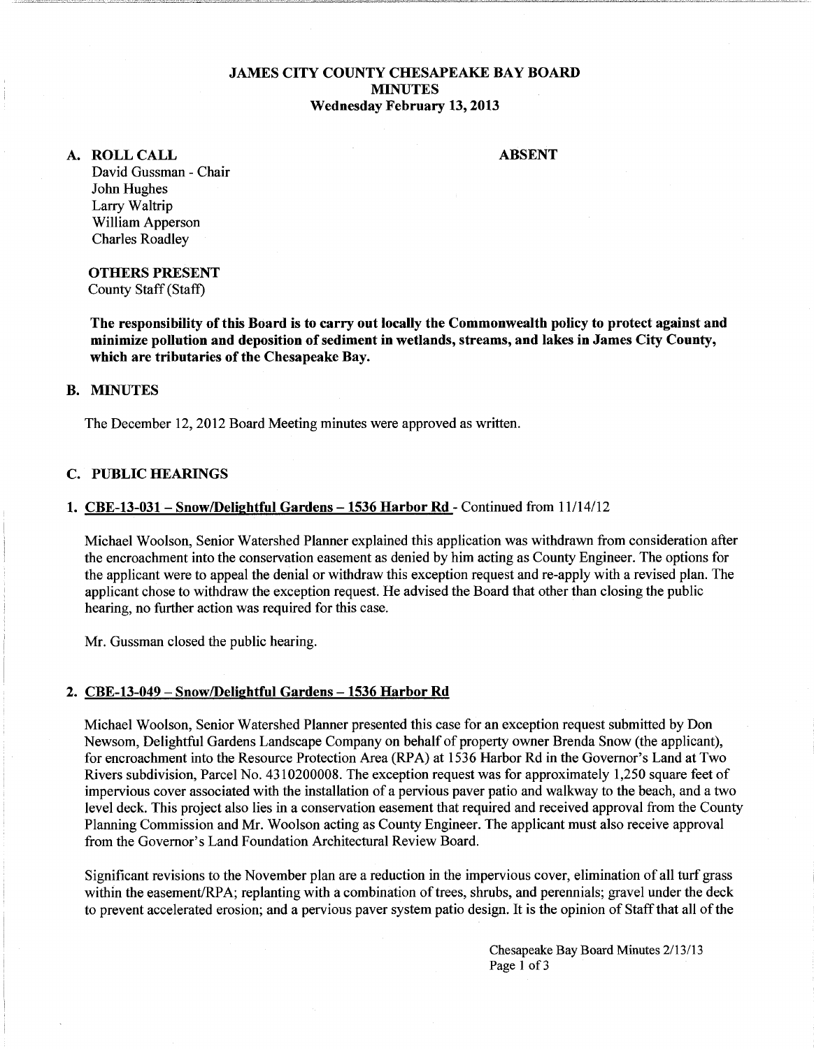# JAMES CITY COUNTY CHESAPEAKE BAY BOARD
## MINUTES
### Wednesday February 13, 2013

**A. ROLL CALL**

David Gussman - Chair
John Hughes
Larry Waltrip
William Apperson
Charles Roadley

**ABSENT**

**OTHERS PRESENT**
County Staff (Staff)

**The responsibility of this Board is to carry out locally the Commonwealth policy to protect against and minimize pollution and deposition of sediment in wetlands, streams, and lakes in James City County, which are tributaries of the Chesapeake Bay.**

**B. MINUTES**

The December 12, 2012 Board Meeting minutes were approved as written.

**C. PUBLIC HEARINGS**

**1. CBE-13-031 – Snow/Delightful Gardens – 1536 Harbor Rd** - Continued from 11/14/12

Michael Woolson, Senior Watershed Planner explained this application was withdrawn from consideration after the encroachment into the conservation easement as denied by him acting as County Engineer. The options for the applicant were to appeal the denial or withdraw this exception request and re-apply with a revised plan. The applicant chose to withdraw the exception request. He advised the Board that other than closing the public hearing, no further action was required for this case.

Mr. Gussman closed the public hearing.

**2. CBE-13-049 – Snow/Delightful Gardens – 1536 Harbor Rd**

Michael Woolson, Senior Watershed Planner presented this case for an exception request submitted by Don Newsom, Delightful Gardens Landscape Company on behalf of property owner Brenda Snow (the applicant), for encroachment into the Resource Protection Area (RPA) at 1536 Harbor Rd in the Governor's Land at Two Rivers subdivision, Parcel No. 4310200008. The exception request was for approximately 1,250 square feet of impervious cover associated with the installation of a pervious paver patio and walkway to the beach, and a two level deck. This project also lies in a conservation easement that required and received approval from the County Planning Commission and Mr. Woolson acting as County Engineer. The applicant must also receive approval from the Governor's Land Foundation Architectural Review Board.

Significant revisions to the November plan are a reduction in the impervious cover, elimination of all turf grass within the easement/RPA; replanting with a combination of trees, shrubs, and perennials; gravel under the deck to prevent accelerated erosion; and a pervious paver system patio design. It is the opinion of Staff that all of the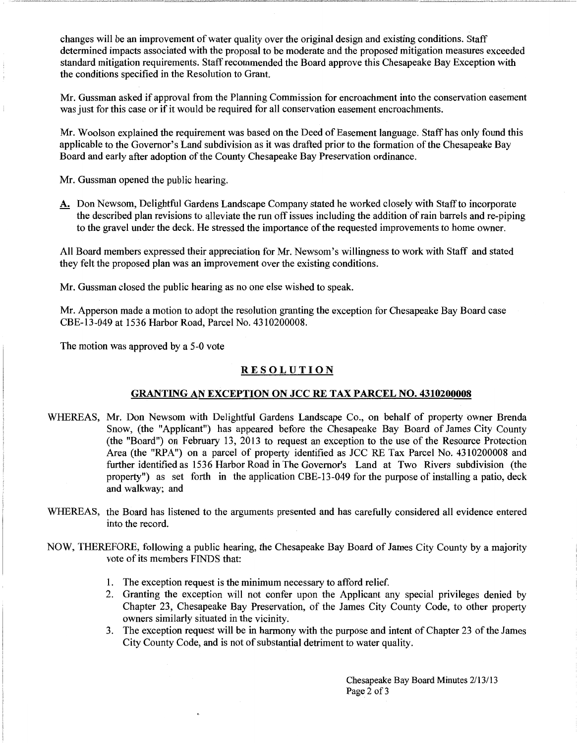changes will be an improvement of water quality over the original design and existing conditions. Staff determined impacts associated with the proposal to be moderate and the proposed mitigation measures exceeded standard mitigation requirements. Staff recommended the Board approve this Chesapeake Bay Exception with the conditions specified in the Resolution to Grant.

Mr. Gussman asked if approval from the Planning Commission for encroachment into the conservation easement was just for this case or if it would be required for all conservation easement encroachments.

Mr. Woolson explained the requirement was based on the Deed of Easement language. Staff has only found this applicable to the Governor's Land subdivision as it was drafted prior to the formation of the Chesapeake Bay Board and early after adoption of the County Chesapeake Bay Preservation ordinance.

Mr. Gussman opened the public hearing.

**A.** Don Newsom, Delightful Gardens Landscape Company stated he worked closely with Staff to incorporate the described plan revisions to alleviate the run off issues including the addition of rain barrels and re-piping to the gravel under the deck. He stressed the importance of the requested improvements to home owner.

All Board members expressed their appreciation for Mr. Newsom's willingness to work with Staff and stated they felt the proposed plan was an improvement over the existing conditions.

Mr. Gussman closed the public hearing as no one else wished to speak.

Mr. Apperson made a motion to adopt the resolution granting the exception for Chesapeake Bay Board case CBE-13-049 at 1536 Harbor Road, Parcel No. 4310200008.

The motion was approved by a 5-0 vote

## RESOLUTION

### GRANTING AN EXCEPTION ON JCC RE TAX PARCEL NO. 4310200008

WHEREAS, Mr. Don Newsom with Delightful Gardens Landscape Co., on behalf of property owner Brenda Snow, (the "Applicant") has appeared before the Chesapeake Bay Board of James City County (the "Board") on February 13, 2013 to request an exception to the use of the Resource Protection Area (the "RPA") on a parcel of property identified as JCC RE Tax Parcel No. 4310200008 and further identified as 1536 Harbor Road in The Governor's Land at Two Rivers subdivision (the property") as set forth in the application CBE-13-049 for the purpose of installing a patio, deck and walkway; and

WHEREAS, the Board has listened to the arguments presented and has carefully considered all evidence entered into the record.

NOW, THEREFORE, following a public hearing, the Chesapeake Bay Board of James City County by a majority vote of its members FINDS that:

1. The exception request is the minimum necessary to afford relief.
2. Granting the exception will not confer upon the Applicant any special privileges denied by Chapter 23, Chesapeake Bay Preservation, of the James City County Code, to other property owners similarly situated in the vicinity.
3. The exception request will be in harmony with the purpose and intent of Chapter 23 of the James City County Code, and is not of substantial detriment to water quality.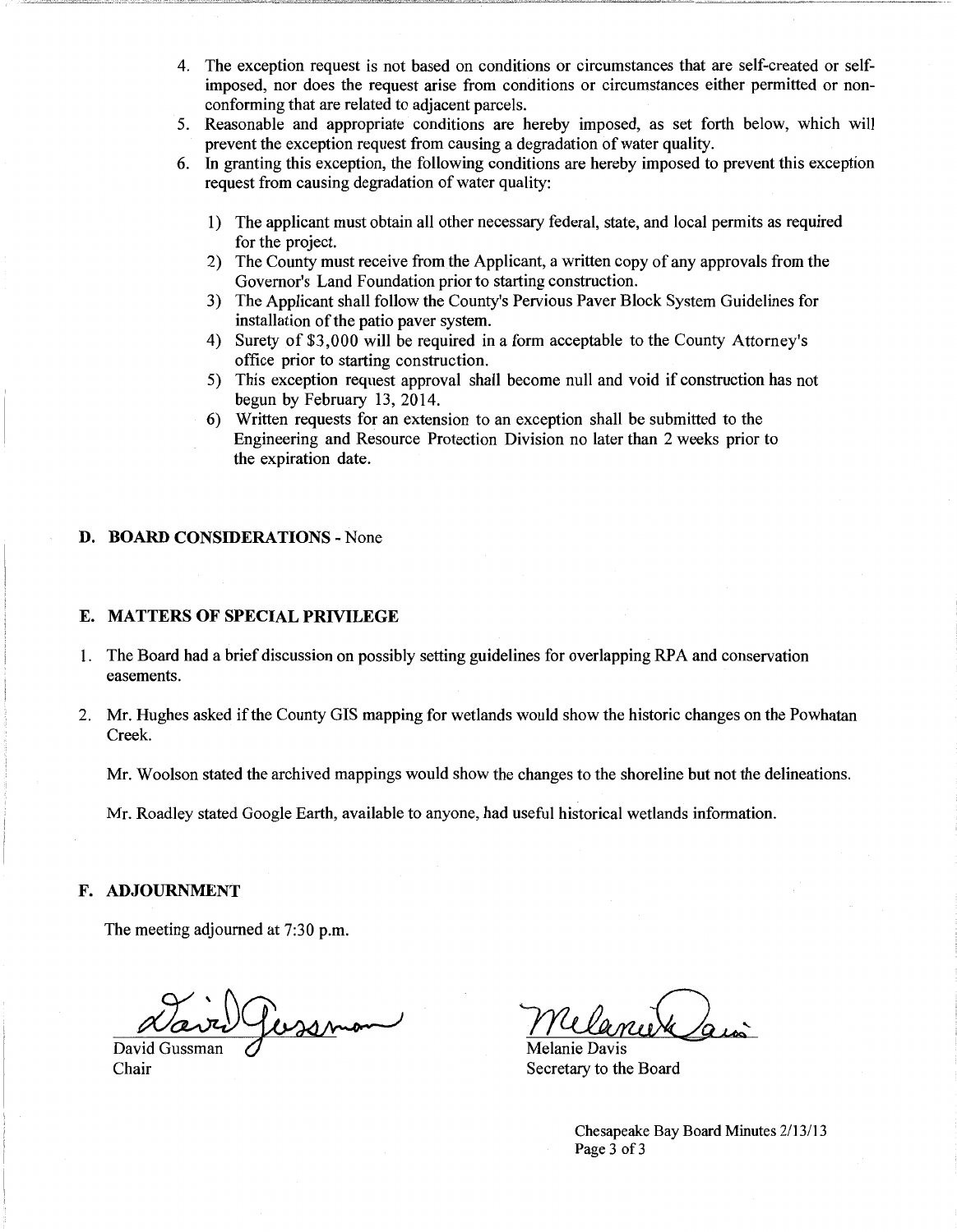4. The exception request is not based on conditions or circumstances that are self-created or self-imposed, nor does the request arise from conditions or circumstances either permitted or non-conforming that are related to adjacent parcels.
5. Reasonable and appropriate conditions are hereby imposed, as set forth below, which will prevent the exception request from causing a degradation of water quality.
6. In granting this exception, the following conditions are hereby imposed to prevent this exception request from causing degradation of water quality:

   1) The applicant must obtain all other necessary federal, state, and local permits as required for the project.
   2) The County must receive from the Applicant, a written copy of any approvals from the Governor's Land Foundation prior to starting construction.
   3) The Applicant shall follow the County's Pervious Paver Block System Guidelines for installation of the patio paver system.
   4) Surety of $3,000 will be required in a form acceptable to the County Attorney's office prior to starting construction.
   5) This exception request approval shall become null and void if construction has not begun by February 13, 2014.
   6) Written requests for an extension to an exception shall be submitted to the Engineering and Resource Protection Division no later than 2 weeks prior to the expiration date.

## D. BOARD CONSIDERATIONS - None

## E. MATTERS OF SPECIAL PRIVILEGE

1. The Board had a brief discussion on possibly setting guidelines for overlapping RPA and conservation easements.

2. Mr. Hughes asked if the County GIS mapping for wetlands would show the historic changes on the Powhatan Creek.

   Mr. Woolson stated the archived mappings would show the changes to the shoreline but not the delineations.

   Mr. Roadley stated Google Earth, available to anyone, had useful historical wetlands information.

## F. ADJOURNMENT

The meeting adjourned at 7:30 p.m.

David Gussman
Chair

Melanie Davis
Secretary to the Board

Chesapeake Bay Board Minutes 2/13/13